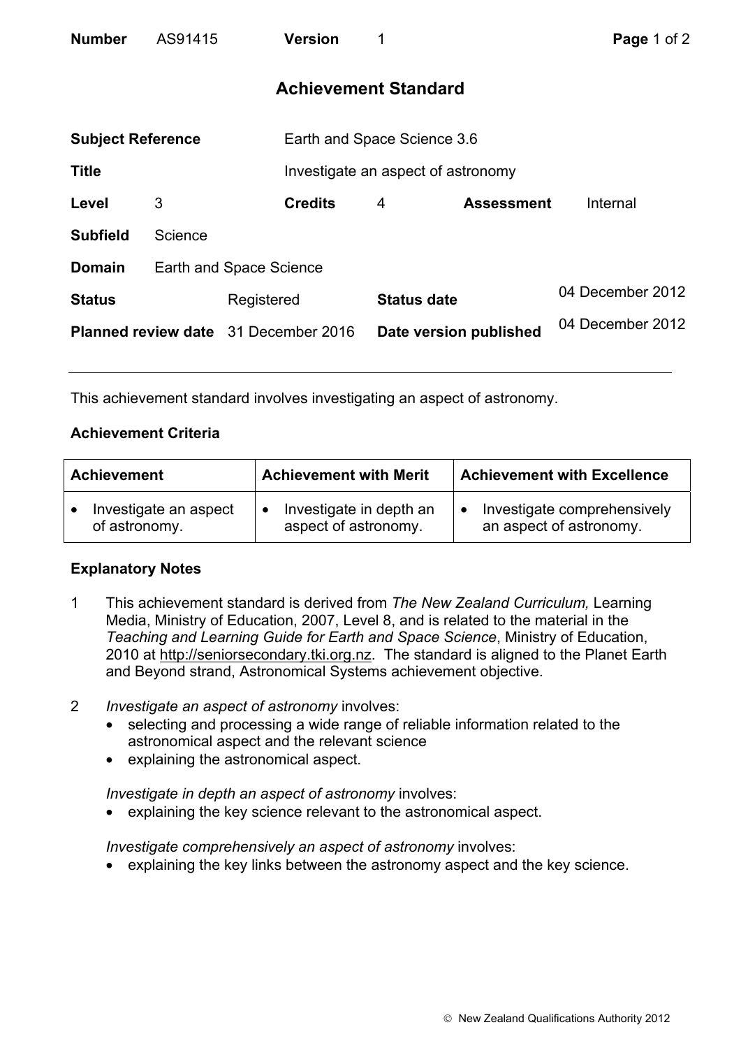| **Number** | AS91415 | **Version** | 1 |
|---|---|---|---|

## Achievement Standard

| | | | | | |
|---|---|---|---|---|---|
| **Subject Reference** | Earth and Space Science 3.6 | | | | |
| **Title** | Investigate an aspect of astronomy | | | | |
| **Level** | 3 | **Credits** | 4 | **Assessment** | Internal |
| **Subfield** | Science | | | | |
| **Domain** | Earth and Space Science | | | | |
| **Status** | Registered | **Status date** | 04 December 2012 | | |
| **Planned review date** | 31 December 2016 | **Date version published** | 04 December 2012 | | |

This achievement standard involves investigating an aspect of astronomy.

### Achievement Criteria

| Achievement | Achievement with Merit | Achievement with Excellence |
|---|---|---|
| • Investigate an aspect of astronomy. | • Investigate in depth an aspect of astronomy. | • Investigate comprehensively an aspect of astronomy. |

### Explanatory Notes

1. This achievement standard is derived from *The New Zealand Curriculum,* Learning Media, Ministry of Education, 2007, Level 8, and is related to the material in the *Teaching and Learning Guide for Earth and Space Science*, Ministry of Education, 2010 at http://seniorsecondary.tki.org.nz. The standard is aligned to the Planet Earth and Beyond strand, Astronomical Systems achievement objective.

2. *Investigate an aspect of astronomy* involves:
   - selecting and processing a wide range of reliable information related to the astronomical aspect and the relevant science
   - explaining the astronomical aspect.

   *Investigate in depth an aspect of astronomy* involves:
   - explaining the key science relevant to the astronomical aspect.

   *Investigate comprehensively an aspect of astronomy* involves:
   - explaining the key links between the astronomy aspect and the key science.

© New Zealand Qualifications Authority 2012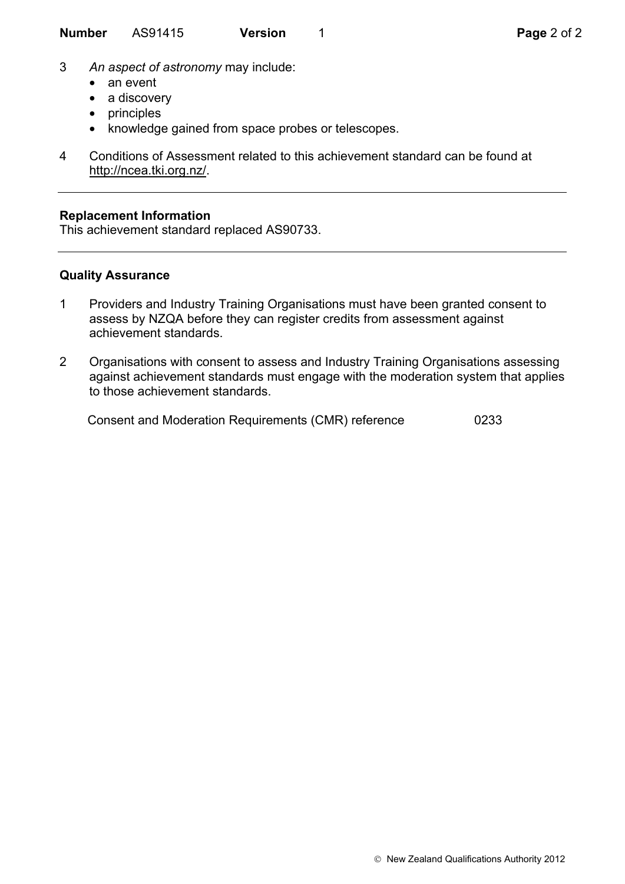3 *An aspect of astronomy* may include:
   - an event
   - a discovery
   - principles
   - knowledge gained from space probes or telescopes.

4 Conditions of Assessment related to this achievement standard can be found at http://ncea.tki.org.nz/.

---

**Replacement Information**
This achievement standard replaced AS90733.

---

**Quality Assurance**

1 Providers and Industry Training Organisations must have been granted consent to assess by NZQA before they can register credits from assessment against achievement standards.

2 Organisations with consent to assess and Industry Training Organisations assessing against achievement standards must engage with the moderation system that applies to those achievement standards.

Consent and Moderation Requirements (CMR) reference 0233

© New Zealand Qualifications Authority 2012